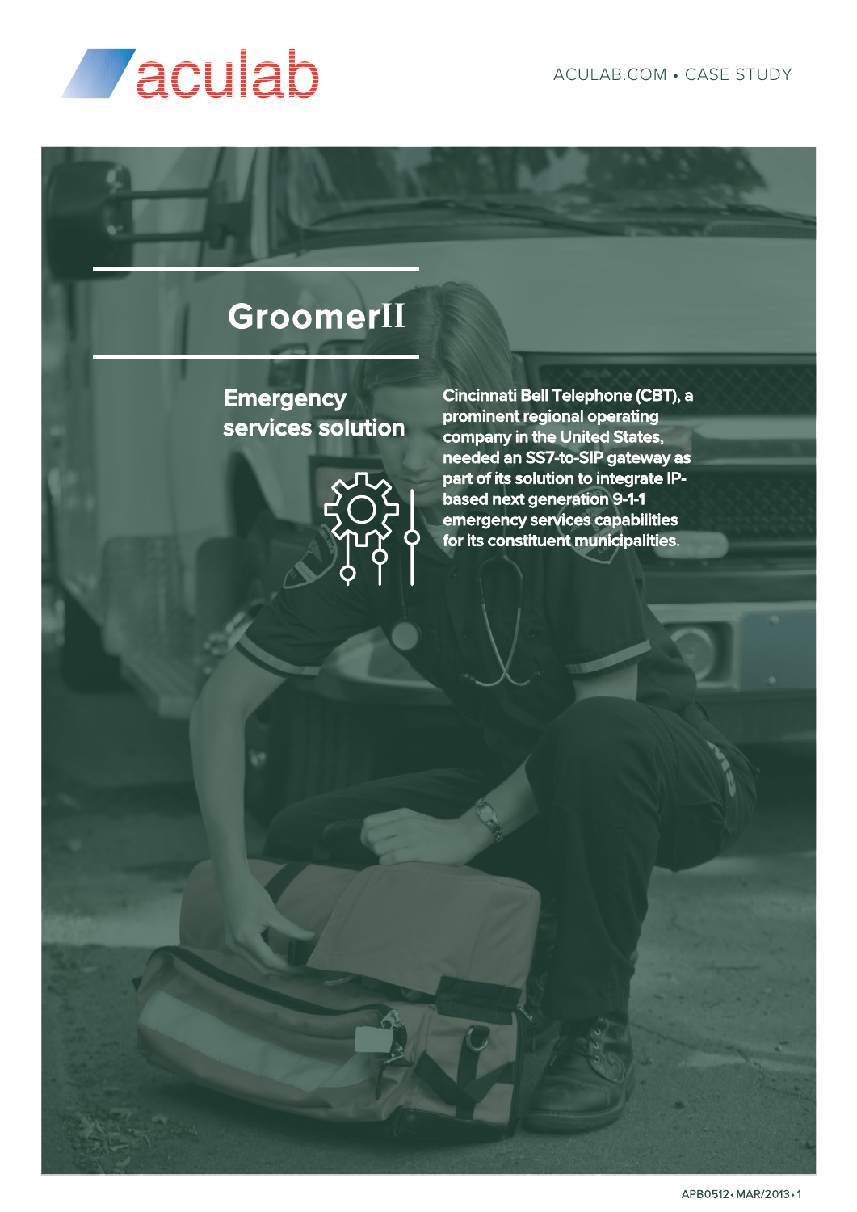aculab

ACULAB.COM • CASE STUDY

# GroomerII

## Emergency services solution

Cincinnati Bell Telephone (CBT), a prominent regional operating company in the United States, needed an SS7-to-SIP gateway as part of its solution to integrate IP-based next generation 9-1-1 emergency services capabilities for its constituent municipalities.

APB0512 • MAR/2013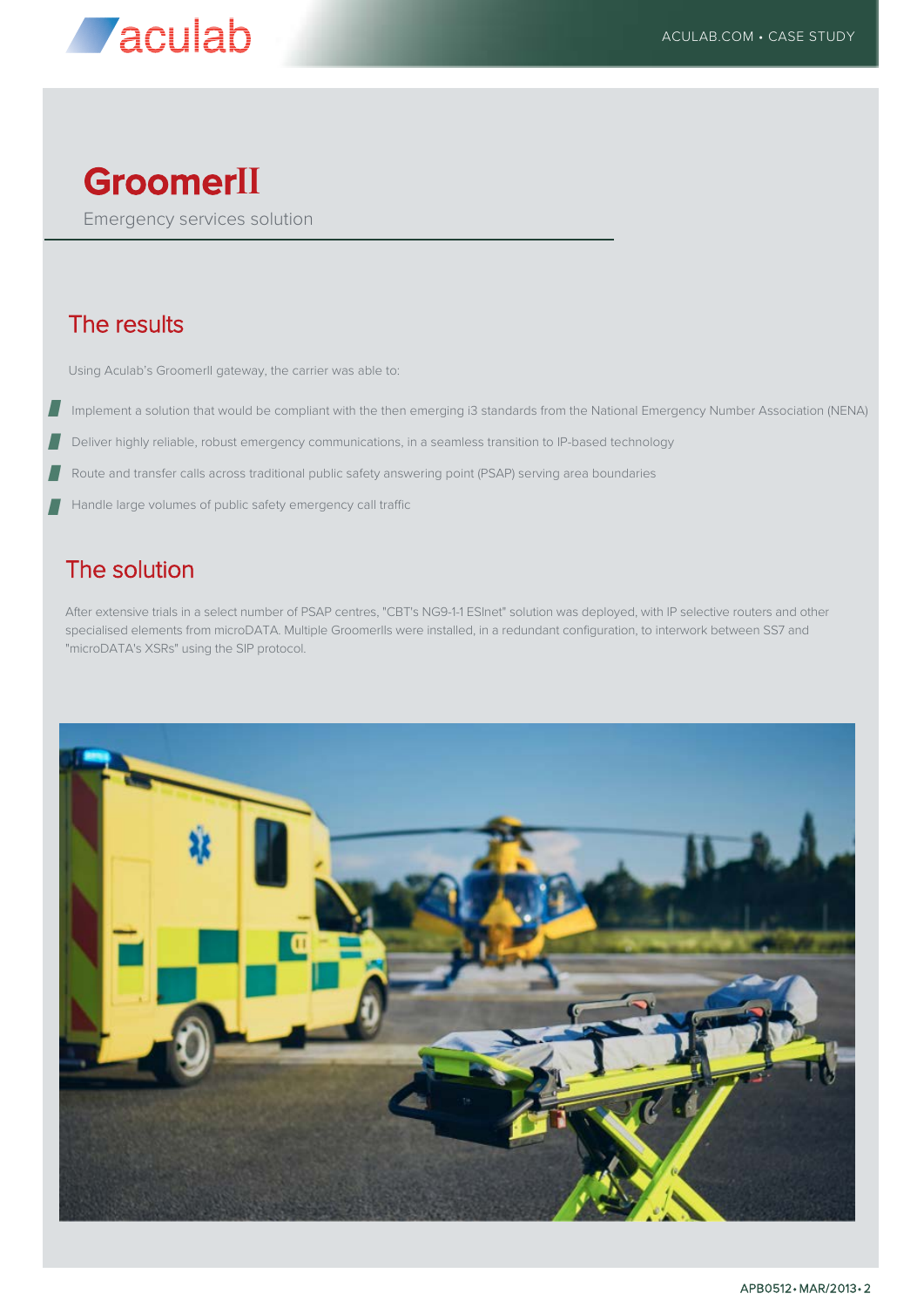# GroomerII

Emergency services solution

## The results

Using Aculab's GroomerII gateway, the carrier was able to:

- Implement a solution that would be compliant with the then emerging i3 standards from the National Emergency Number Association (NENA)
- Deliver highly reliable, robust emergency communications, in a seamless transition to IP-based technology
- Route and transfer calls across traditional public safety answering point (PSAP) serving area boundaries
- Handle large volumes of public safety emergency call traffic

## The solution

After extensive trials in a select number of PSAP centres, "CBT's NG9-1-1 ESInet" solution was deployed, with IP selective routers and other specialised elements from microDATA. Multiple GroomerIIs were installed, in a redundant configuration, to interwork between SS7 and "microDATA's XSRs" using the SIP protocol.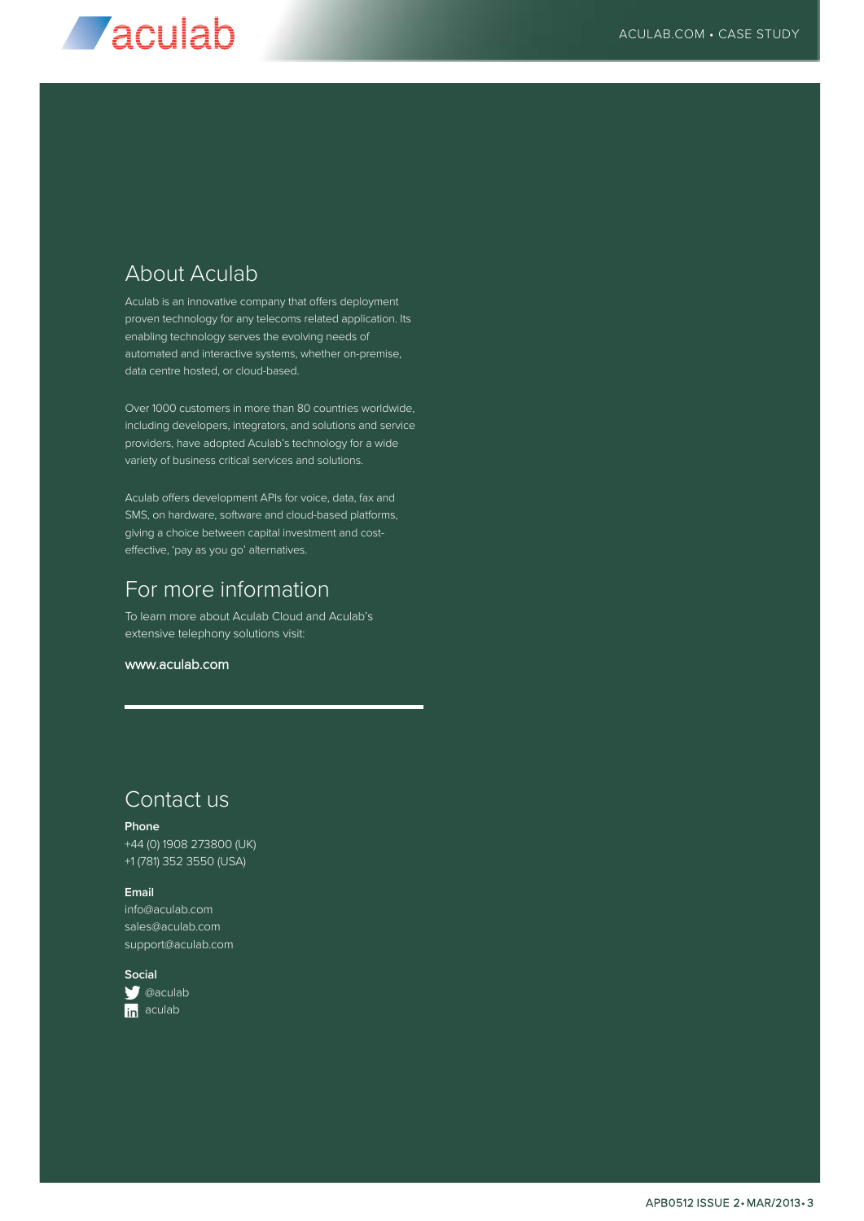## About Aculab

Aculab is an innovative company that offers deployment proven technology for any telecoms related application. Its enabling technology serves the evolving needs of automated and interactive systems, whether on-premise, data centre hosted, or cloud-based.

Over 1000 customers in more than 80 countries worldwide, including developers, integrators, and solutions and service providers, have adopted Aculab's technology for a wide variety of business critical services and solutions.

Aculab offers development APIs for voice, data, fax and SMS, on hardware, software and cloud-based platforms, giving a choice between capital investment and cost-effective, 'pay as you go' alternatives.

## For more information

To learn more about Aculab Cloud and Aculab's extensive telephony solutions visit:

**www.aculab.com**

## Contact us

**Phone**
+44 (0) 1908 273800 (UK)
+1 (781) 352 3550 (USA)

**Email**
info@aculab.com
sales@aculab.com
support@aculab.com

**Social**
@aculab
aculab

APB0512 ISSUE 2 • MAR/2013